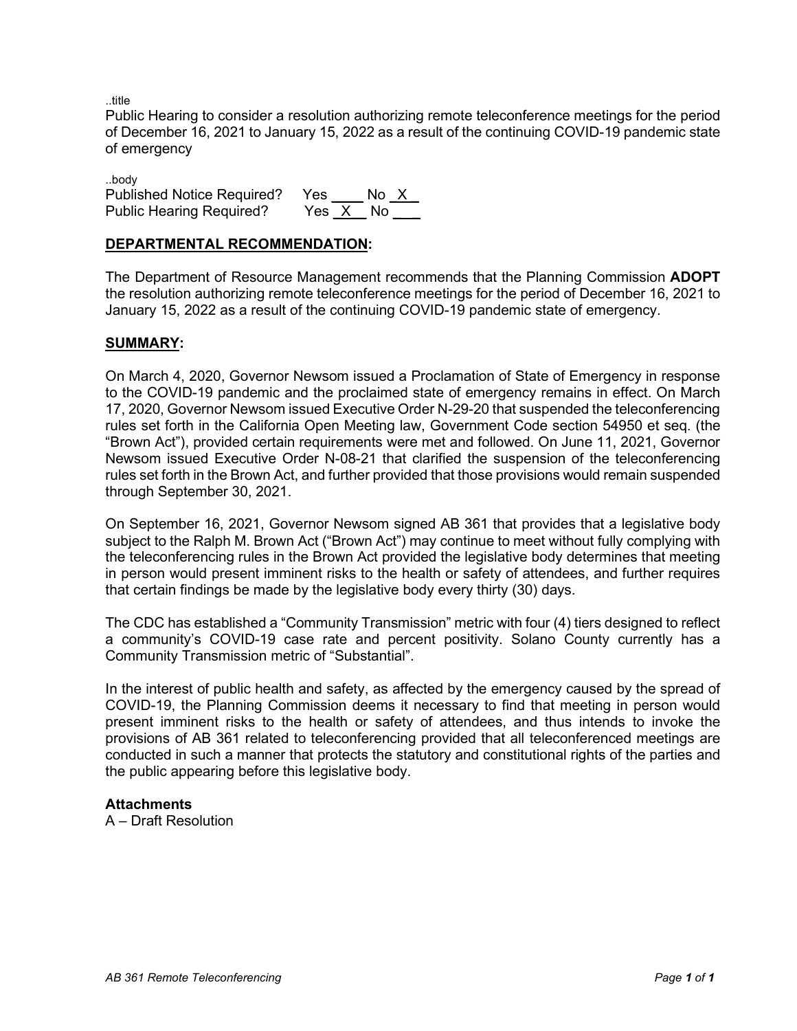..title

Public Hearing to consider a resolution authorizing remote teleconference meetings for the period of December 16, 2021 to January 15, 2022 as a result of the continuing COVID-19 pandemic state of emergency

..body

Published Notice Required? Yes ____ No _X__
Public Hearing Required? Yes _X__ No ____

## DEPARTMENTAL RECOMMENDATION:

The Department of Resource Management recommends that the Planning Commission **ADOPT** the resolution authorizing remote teleconference meetings for the period of December 16, 2021 to January 15, 2022 as a result of the continuing COVID-19 pandemic state of emergency.

## SUMMARY:

On March 4, 2020, Governor Newsom issued a Proclamation of State of Emergency in response to the COVID-19 pandemic and the proclaimed state of emergency remains in effect. On March 17, 2020, Governor Newsom issued Executive Order N-29-20 that suspended the teleconferencing rules set forth in the California Open Meeting law, Government Code section 54950 et seq. (the "Brown Act"), provided certain requirements were met and followed. On June 11, 2021, Governor Newsom issued Executive Order N-08-21 that clarified the suspension of the teleconferencing rules set forth in the Brown Act, and further provided that those provisions would remain suspended through September 30, 2021.

On September 16, 2021, Governor Newsom signed AB 361 that provides that a legislative body subject to the Ralph M. Brown Act ("Brown Act") may continue to meet without fully complying with the teleconferencing rules in the Brown Act provided the legislative body determines that meeting in person would present imminent risks to the health or safety of attendees, and further requires that certain findings be made by the legislative body every thirty (30) days.

The CDC has established a "Community Transmission" metric with four (4) tiers designed to reflect a community's COVID-19 case rate and percent positivity. Solano County currently has a Community Transmission metric of "Substantial".

In the interest of public health and safety, as affected by the emergency caused by the spread of COVID-19, the Planning Commission deems it necessary to find that meeting in person would present imminent risks to the health or safety of attendees, and thus intends to invoke the provisions of AB 361 related to teleconferencing provided that all teleconferenced meetings are conducted in such a manner that protects the statutory and constitutional rights of the parties and the public appearing before this legislative body.

**Attachments**

A – Draft Resolution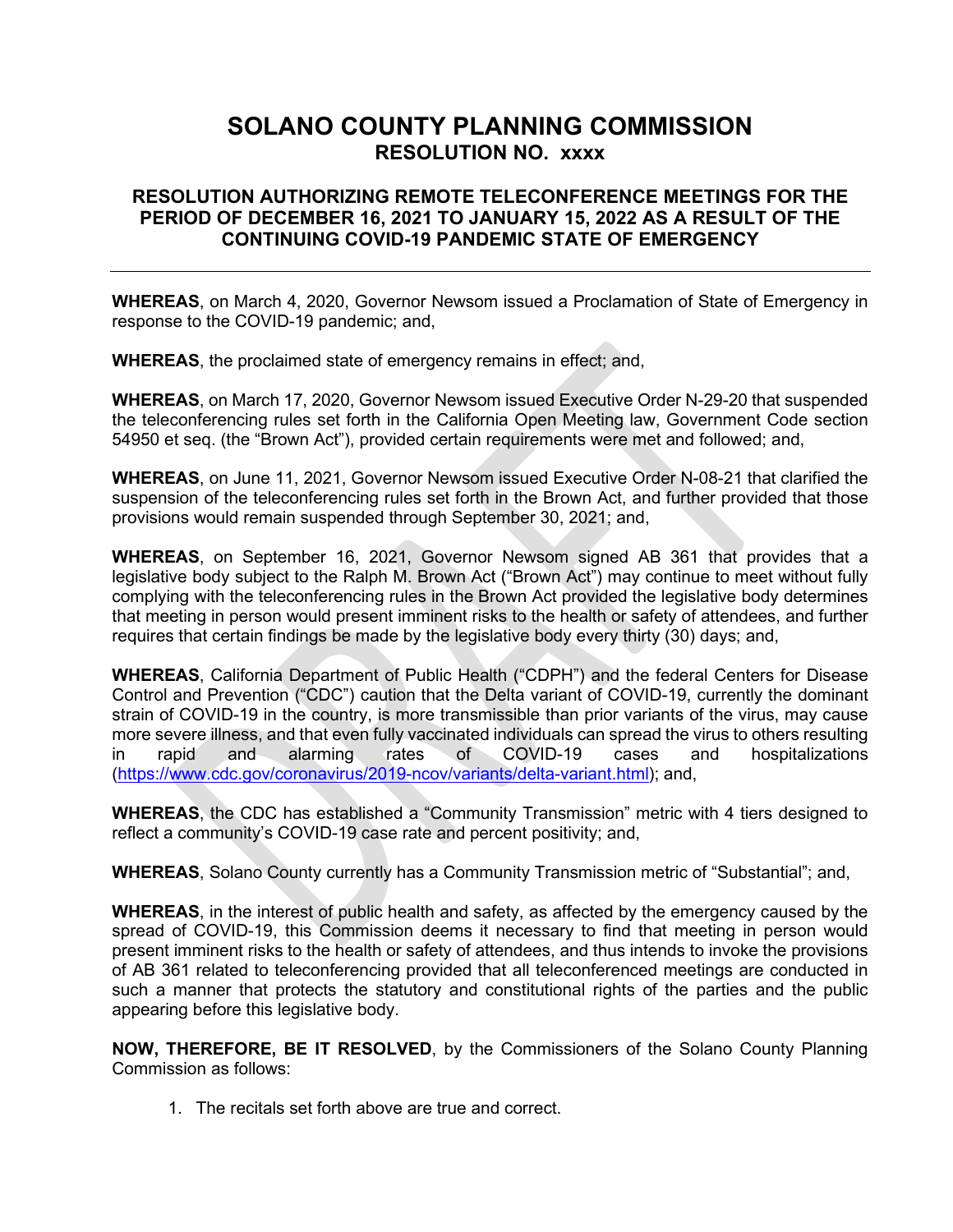# SOLANO COUNTY PLANNING COMMISSION

## RESOLUTION NO. xxxx

### RESOLUTION AUTHORIZING REMOTE TELECONFERENCE MEETINGS FOR THE PERIOD OF DECEMBER 16, 2021 TO JANUARY 15, 2022 AS A RESULT OF THE CONTINUING COVID-19 PANDEMIC STATE OF EMERGENCY

---

**WHEREAS**, on March 4, 2020, Governor Newsom issued a Proclamation of State of Emergency in response to the COVID-19 pandemic; and,

**WHEREAS**, the proclaimed state of emergency remains in effect; and,

**WHEREAS**, on March 17, 2020, Governor Newsom issued Executive Order N-29-20 that suspended the teleconferencing rules set forth in the California Open Meeting law, Government Code section 54950 et seq. (the "Brown Act"), provided certain requirements were met and followed; and,

**WHEREAS**, on June 11, 2021, Governor Newsom issued Executive Order N-08-21 that clarified the suspension of the teleconferencing rules set forth in the Brown Act, and further provided that those provisions would remain suspended through September 30, 2021; and,

**WHEREAS**, on September 16, 2021, Governor Newsom signed AB 361 that provides that a legislative body subject to the Ralph M. Brown Act ("Brown Act") may continue to meet without fully complying with the teleconferencing rules in the Brown Act provided the legislative body determines that meeting in person would present imminent risks to the health or safety of attendees, and further requires that certain findings be made by the legislative body every thirty (30) days; and,

**WHEREAS**, California Department of Public Health ("CDPH") and the federal Centers for Disease Control and Prevention ("CDC") caution that the Delta variant of COVID-19, currently the dominant strain of COVID-19 in the country, is more transmissible than prior variants of the virus, may cause more severe illness, and that even fully vaccinated individuals can spread the virus to others resulting in rapid and alarming rates of COVID-19 cases and hospitalizations (https://www.cdc.gov/coronavirus/2019-ncov/variants/delta-variant.html); and,

**WHEREAS**, the CDC has established a "Community Transmission" metric with 4 tiers designed to reflect a community's COVID-19 case rate and percent positivity; and,

**WHEREAS**, Solano County currently has a Community Transmission metric of "Substantial"; and,

**WHEREAS**, in the interest of public health and safety, as affected by the emergency caused by the spread of COVID-19, this Commission deems it necessary to find that meeting in person would present imminent risks to the health or safety of attendees, and thus intends to invoke the provisions of AB 361 related to teleconferencing provided that all teleconferenced meetings are conducted in such a manner that protects the statutory and constitutional rights of the parties and the public appearing before this legislative body.

**NOW, THEREFORE, BE IT RESOLVED**, by the Commissioners of the Solano County Planning Commission as follows:

1. The recitals set forth above are true and correct.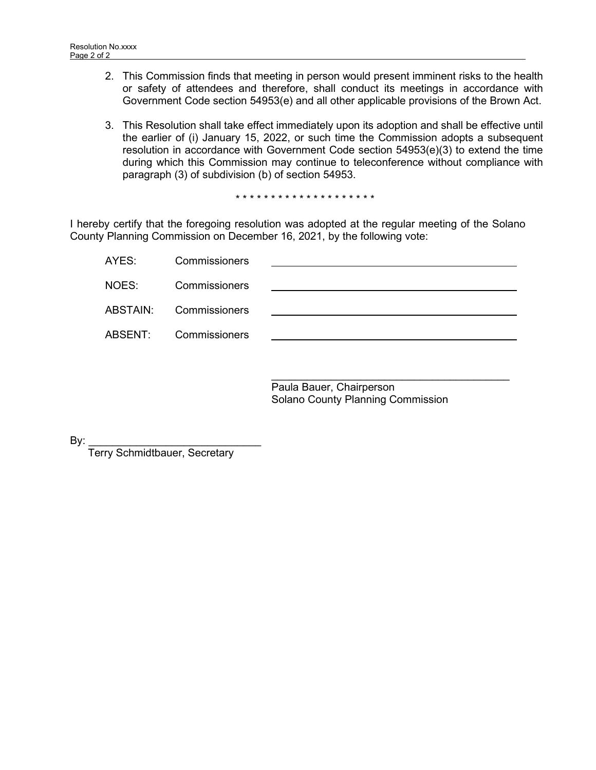2. This Commission finds that meeting in person would present imminent risks to the health or safety of attendees and therefore, shall conduct its meetings in accordance with Government Code section 54953(e) and all other applicable provisions of the Brown Act.

3. This Resolution shall take effect immediately upon its adoption and shall be effective until the earlier of (i) January 15, 2022, or such time the Commission adopts a subsequent resolution in accordance with Government Code section 54953(e)(3) to extend the time during which this Commission may continue to teleconference without compliance with paragraph (3) of subdivision (b) of section 54953.

* * * * * * * * * * * * * * * * * * * *

I hereby certify that the foregoing resolution was adopted at the regular meeting of the Solano County Planning Commission on December 16, 2021, by the following vote:

AYES: Commissioners ______________________________

NOES: Commissioners ______________________________

ABSTAIN: Commissioners ______________________________

ABSENT: Commissioners ______________________________

______________________________
Paula Bauer, Chairperson
Solano County Planning Commission

By: ______________________________
Terry Schmidtbauer, Secretary